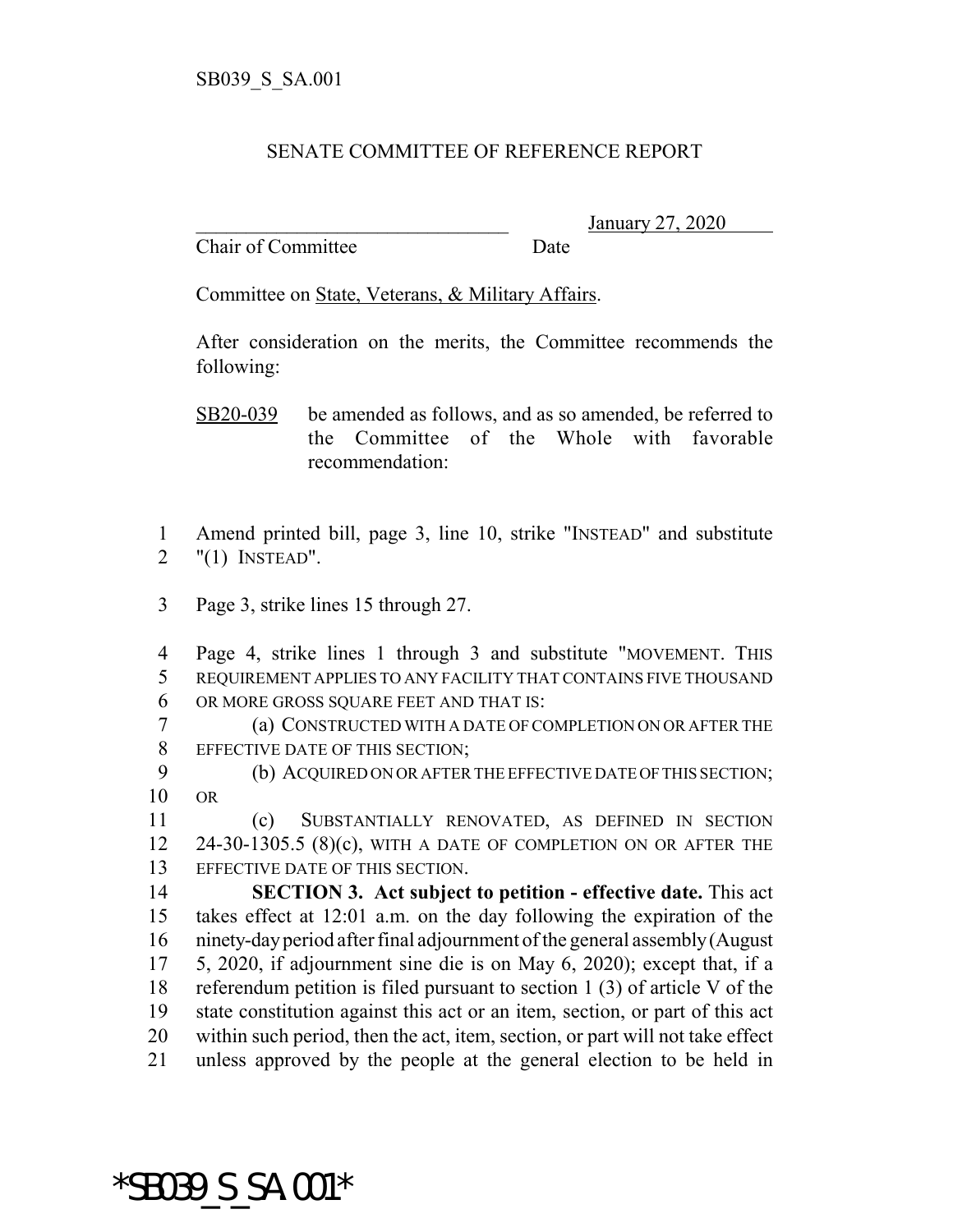SB039_S_SA.001

# SENATE COMMITTEE OF REFERENCE REPORT

________________________________ January 27, 2020
Chair of Committee Date

Committee on State, Veterans, & Military Affairs.

After consideration on the merits, the Committee recommends the following:

SB20-039 be amended as follows, and as so amended, be referred to the Committee of the Whole with favorable recommendation:

1 Amend printed bill, page 3, line 10, strike "INSTEAD" and substitute
2 "(1) INSTEAD".

3 Page 3, strike lines 15 through 27.

4 Page 4, strike lines 1 through 3 and substitute "MOVEMENT. THIS
5 REQUIREMENT APPLIES TO ANY FACILITY THAT CONTAINS FIVE THOUSAND
6 OR MORE GROSS SQUARE FEET AND THAT IS:
7 (a) CONSTRUCTED WITH A DATE OF COMPLETION ON OR AFTER THE
8 EFFECTIVE DATE OF THIS SECTION;
9 (b) ACQUIRED ON OR AFTER THE EFFECTIVE DATE OF THIS SECTION;
10 OR
11 (c) SUBSTANTIALLY RENOVATED, AS DEFINED IN SECTION
12 24-30-1305.5 (8)(c), WITH A DATE OF COMPLETION ON OR AFTER THE
13 EFFECTIVE DATE OF THIS SECTION.
14 **SECTION 3. Act subject to petition - effective date.** This act
15 takes effect at 12:01 a.m. on the day following the expiration of the
16 ninety-day period after final adjournment of the general assembly (August
17 5, 2020, if adjournment sine die is on May 6, 2020); except that, if a
18 referendum petition is filed pursuant to section 1 (3) of article V of the
19 state constitution against this act or an item, section, or part of this act
20 within such period, then the act, item, section, or part will not take effect
21 unless approved by the people at the general election to be held in

*SB039_S_SA.001*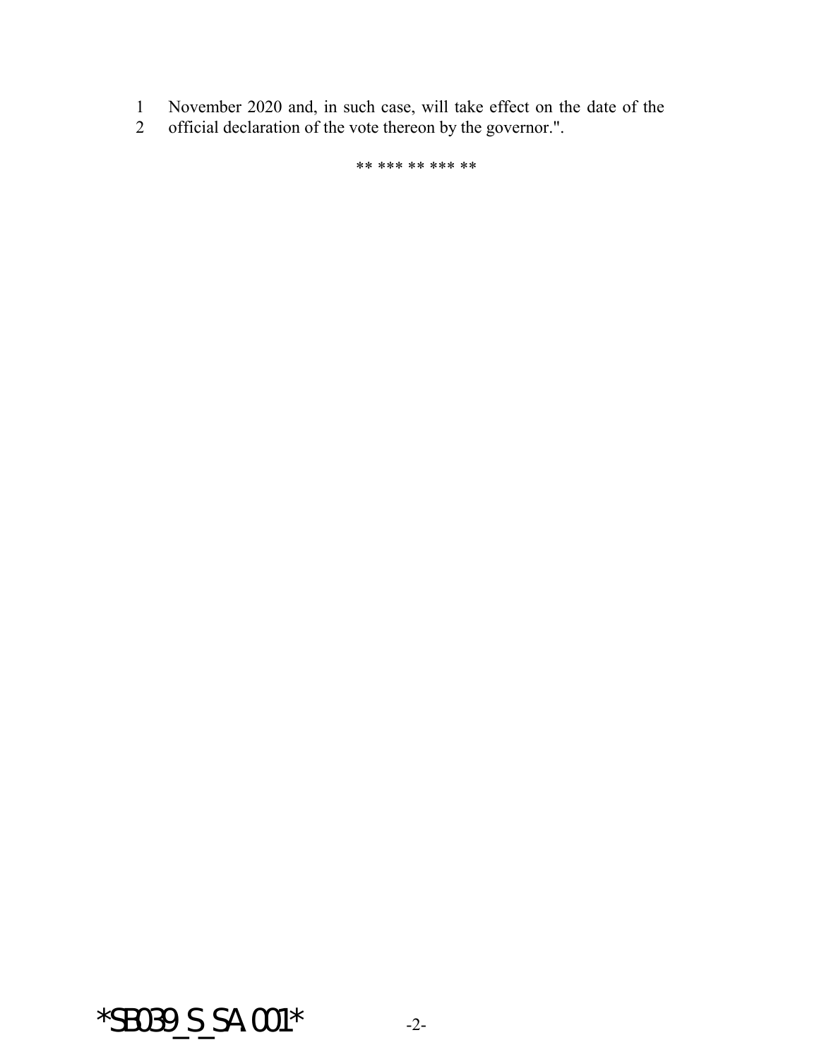November 2020 and, in such case, will take effect on the date of the official declaration of the vote thereon by the governor.".

** *** ** *** **